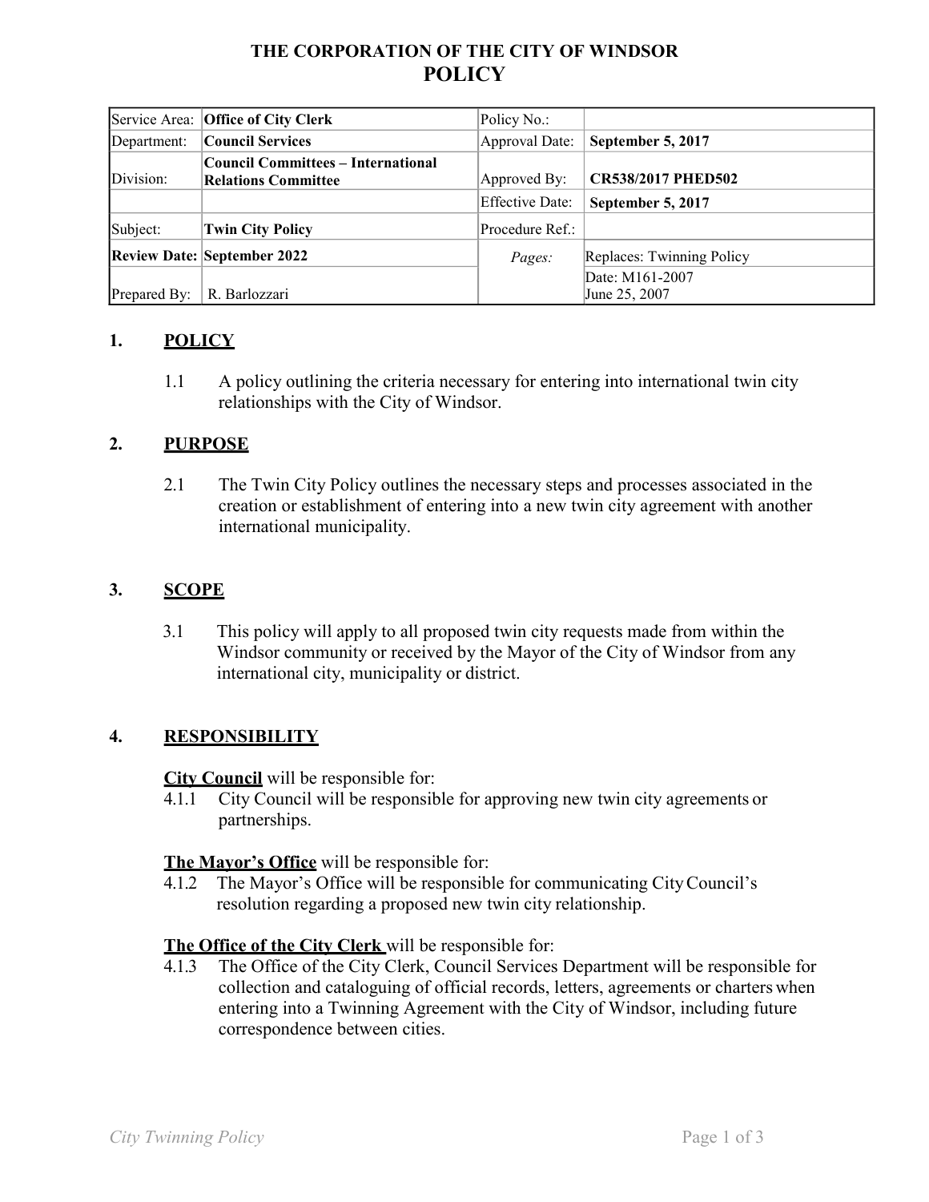# THE CORPORATION OF THE CITY OF WINDSOR
# POLICY

| | | | |
|---|---|---|---|
| Service Area: | **Office of City Clerk** | Policy No.: | |
| Department: | **Council Services** | Approval Date: | **September 5, 2017** |
| Division: | **Council Committees – International Relations Committee** | Approved By: | **CR538/2017 PHED502** |
| | | Effective Date: | **September 5, 2017** |
| Subject: | **Twin City Policy** | Procedure Ref.: | |
| **Review Date:** | **September 2022** | *Pages:* | Replaces: Twinning Policy |
| Prepared By: | R. Barlozzari | | Date: M161-2007 June 25, 2007 |

## 1. POLICY

1.1 A policy outlining the criteria necessary for entering into international twin city relationships with the City of Windsor.

## 2. PURPOSE

2.1 The Twin City Policy outlines the necessary steps and processes associated in the creation or establishment of entering into a new twin city agreement with another international municipality.

## 3. SCOPE

3.1 This policy will apply to all proposed twin city requests made from within the Windsor community or received by the Mayor of the City of Windsor from any international city, municipality or district.

## 4. RESPONSIBILITY

**City Council** will be responsible for:

4.1.1 City Council will be responsible for approving new twin city agreements or partnerships.

**The Mayor's Office** will be responsible for:

4.1.2 The Mayor's Office will be responsible for communicating City Council's resolution regarding a proposed new twin city relationship.

**The Office of the City Clerk** will be responsible for:

4.1.3 The Office of the City Clerk, Council Services Department will be responsible for collection and cataloguing of official records, letters, agreements or charters when entering into a Twinning Agreement with the City of Windsor, including future correspondence between cities.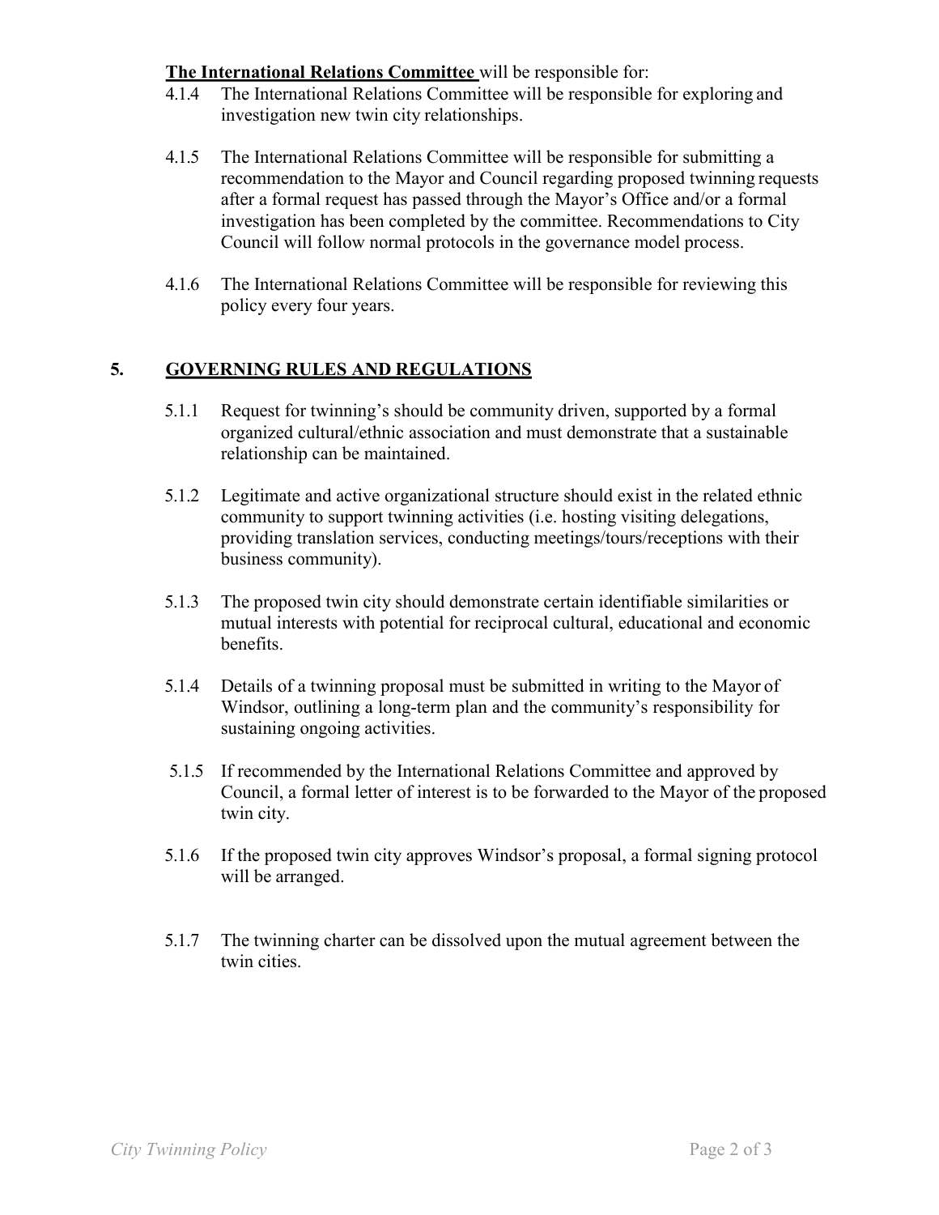**The International Relations Committee** will be responsible for:

4.1.4 The International Relations Committee will be responsible for exploring and investigation new twin city relationships.

4.1.5 The International Relations Committee will be responsible for submitting a recommendation to the Mayor and Council regarding proposed twinning requests after a formal request has passed through the Mayor's Office and/or a formal investigation has been completed by the committee. Recommendations to City Council will follow normal protocols in the governance model process.

4.1.6 The International Relations Committee will be responsible for reviewing this policy every four years.

## 5. GOVERNING RULES AND REGULATIONS

5.1.1 Request for twinning's should be community driven, supported by a formal organized cultural/ethnic association and must demonstrate that a sustainable relationship can be maintained.

5.1.2 Legitimate and active organizational structure should exist in the related ethnic community to support twinning activities (i.e. hosting visiting delegations, providing translation services, conducting meetings/tours/receptions with their business community).

5.1.3 The proposed twin city should demonstrate certain identifiable similarities or mutual interests with potential for reciprocal cultural, educational and economic benefits.

5.1.4 Details of a twinning proposal must be submitted in writing to the Mayor of Windsor, outlining a long-term plan and the community's responsibility for sustaining ongoing activities.

5.1.5 If recommended by the International Relations Committee and approved by Council, a formal letter of interest is to be forwarded to the Mayor of the proposed twin city.

5.1.6 If the proposed twin city approves Windsor's proposal, a formal signing protocol will be arranged.

5.1.7 The twinning charter can be dissolved upon the mutual agreement between the twin cities.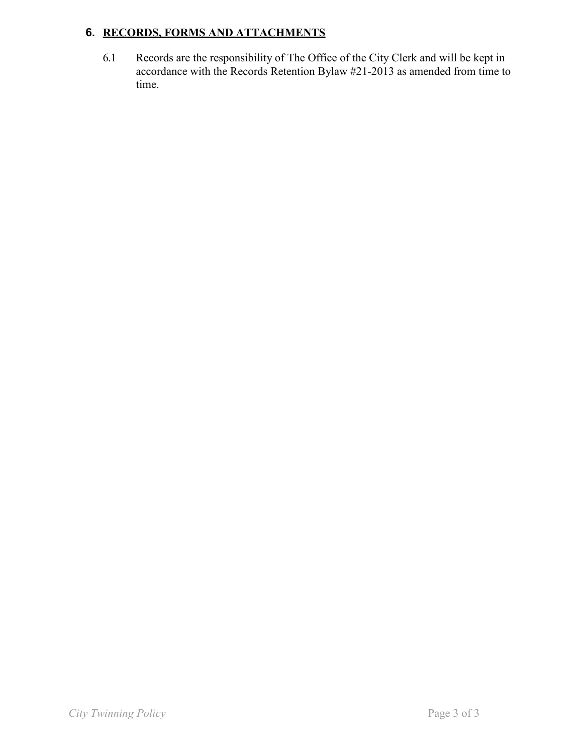## 6. RECORDS, FORMS AND ATTACHMENTS

6.1 Records are the responsibility of The Office of the City Clerk and will be kept in accordance with the Records Retention Bylaw #21-2013 as amended from time to time.